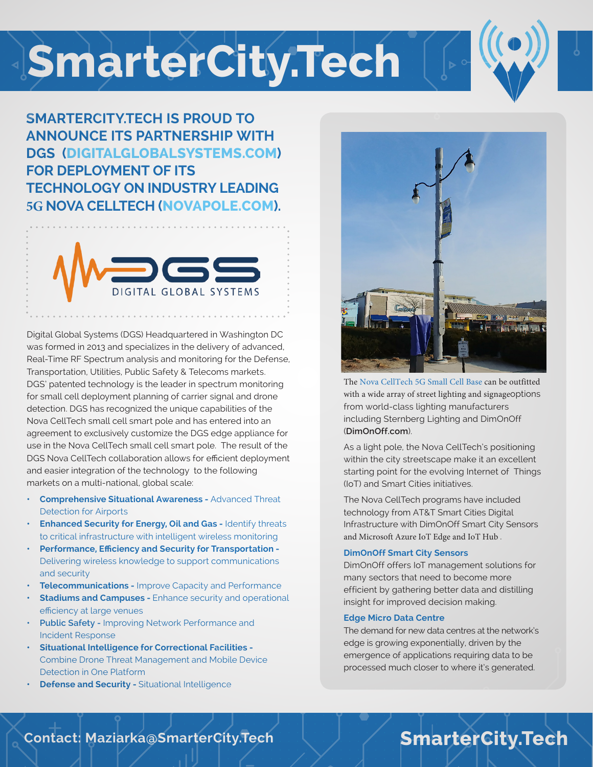# SmarterCity.Tech

## SMARTERCITY.TECH IS PROUD TO ANNOUNCE ITS PARTNERSHIP WITH DGS (DIGITALGLOBALSYSTEMS.COM) FOR DEPLOYMENT OF ITS TECHNOLOGY ON INDUSTRY LEADING 5G NOVA CELLTECH (NOVAPOLE.COM).

DGS
DIGITAL GLOBAL SYSTEMS

Digital Global Systems (DGS) Headquartered in Washington DC was formed in 2013 and specializes in the delivery of advanced, Real-Time RF Spectrum analysis and monitoring for the Defense, Transportation, Utilities, Public Safety & Telecoms markets. DGS' patented technology is the leader in spectrum monitoring for small cell deployment planning of carrier signal and drone detection. DGS has recognized the unique capabilities of the Nova CellTech small cell smart pole and has entered into an agreement to exclusively customize the DGS edge appliance for use in the Nova CellTech small cell smart pole. The result of the DGS Nova CellTech collaboration allows for efficient deployment and easier integration of the technology to the following markets on a multi-national, global scale:

- **Comprehensive Situational Awareness -** Advanced Threat Detection for Airports
- **Enhanced Security for Energy, Oil and Gas -** Identify threats to critical infrastructure with intelligent wireless monitoring
- **Performance, Efficiency and Security for Transportation -** Delivering wireless knowledge to support communications and security
- **Telecommunications -** Improve Capacity and Performance
- **Stadiums and Campuses -** Enhance security and operational efficiency at large venues
- **Public Safety -** Improving Network Performance and Incident Response
- **Situational Intelligence for Correctional Facilities -** Combine Drone Threat Management and Mobile Device Detection in One Platform
- **Defense and Security -** Situational Intelligence

The Nova CellTech 5G Small Cell Base can be outfitted with a wide array of street lighting and signageoptions from world-class lighting manufacturers including Sternberg Lighting and DimOnOff (**DimOnOff.com**).

As a light pole, the Nova CellTech's positioning within the city streetscape make it an excellent starting point for the evolving Internet of Things (IoT) and Smart Cities initiatives.

The Nova CellTech programs have included technology from AT&T Smart Cities Digital Infrastructure with DimOnOff Smart City Sensors and Microsoft Azure IoT Edge and IoT Hub .

### DimOnOff Smart City Sensors

DimOnOff offers IoT management solutions for many sectors that need to become more efficient by gathering better data and distilling insight for improved decision making.

### Edge Micro Data Centre

The demand for new data centres at the network's edge is growing exponentially, driven by the emergence of applications requiring data to be processed much closer to where it's generated.

Contact: Maziarka@SmarterCity.Tech

SmarterCity.Tech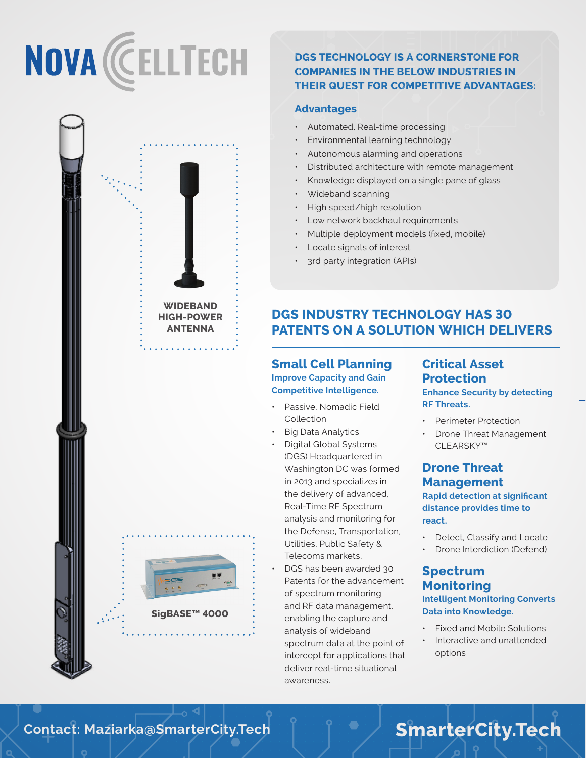# NOVA CELLTECH

WIDEBAND HIGH-POWER ANTENNA

SigBASE™ 4000

## DGS TECHNOLOGY IS A CORNERSTONE FOR COMPANIES IN THE BELOW INDUSTRIES IN THEIR QUEST FOR COMPETITIVE ADVANTAGES:

### Advantages

- Automated, Real-time processing
- Environmental learning technology
- Autonomous alarming and operations
- Distributed architecture with remote management
- Knowledge displayed on a single pane of glass
- Wideband scanning
- High speed/high resolution
- Low network backhaul requirements
- Multiple deployment models (fixed, mobile)
- Locate signals of interest
- 3rd party integration (APIs)

## DGS INDUSTRY TECHNOLOGY HAS 30 PATENTS ON A SOLUTION WHICH DELIVERS

### Small Cell Planning

**Improve Capacity and Gain Competitive Intelligence.**

- Passive, Nomadic Field Collection
- Big Data Analytics
- Digital Global Systems (DGS) Headquartered in Washington DC was formed in 2013 and specializes in the delivery of advanced, Real-Time RF Spectrum analysis and monitoring for the Defense, Transportation, Utilities, Public Safety & Telecoms markets.
- DGS has been awarded 30 Patents for the advancement of spectrum monitoring and RF data management, enabling the capture and analysis of wideband spectrum data at the point of intercept for applications that deliver real-time situational awareness.

### Critical Asset Protection

**Enhance Security by detecting RF Threats.**

- Perimeter Protection
- Drone Threat Management CLEARSKY™

### Drone Threat Management

**Rapid detection at significant distance provides time to react.**

- Detect, Classify and Locate
- Drone Interdiction (Defend)

### Spectrum Monitoring

**Intelligent Monitoring Converts Data into Knowledge.**

- Fixed and Mobile Solutions
- Interactive and unattended options

Contact: Maziarka@SmarterCity.Tech

SmarterCity.Tech